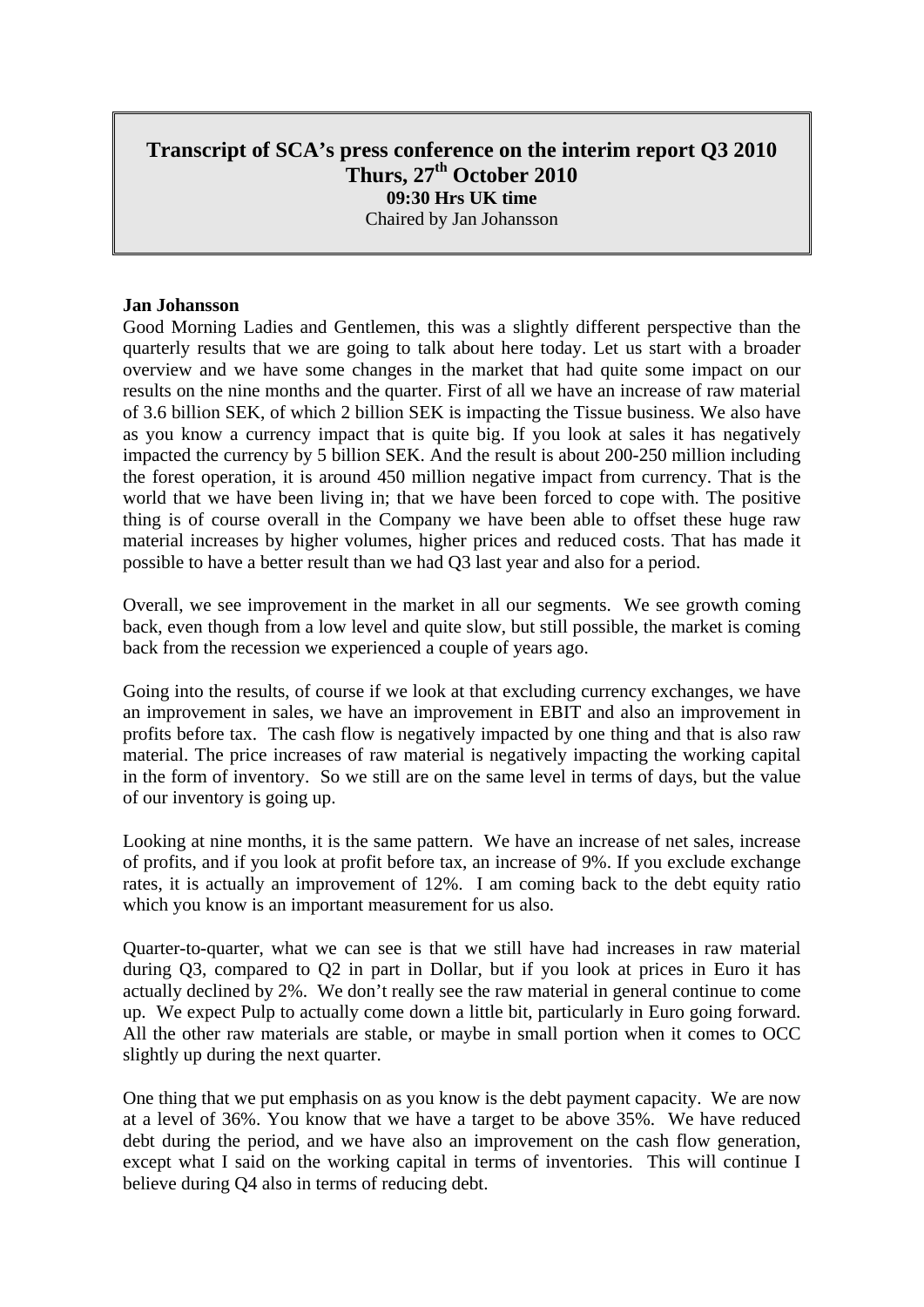# Transcript of SCA's press conference on the interim report Q3 2010
## Thurs, 27th October 2010
**09:30 Hrs UK time**

Chaired by Jan Johansson

**Jan Johansson**

Good Morning Ladies and Gentlemen, this was a slightly different perspective than the quarterly results that we are going to talk about here today. Let us start with a broader overview and we have some changes in the market that had quite some impact on our results on the nine months and the quarter. First of all we have an increase of raw material of 3.6 billion SEK, of which 2 billion SEK is impacting the Tissue business. We also have as you know a currency impact that is quite big. If you look at sales it has negatively impacted the currency by 5 billion SEK. And the result is about 200-250 million including the forest operation, it is around 450 million negative impact from currency. That is the world that we have been living in; that we have been forced to cope with. The positive thing is of course overall in the Company we have been able to offset these huge raw material increases by higher volumes, higher prices and reduced costs. That has made it possible to have a better result than we had Q3 last year and also for a period.

Overall, we see improvement in the market in all our segments. We see growth coming back, even though from a low level and quite slow, but still possible, the market is coming back from the recession we experienced a couple of years ago.

Going into the results, of course if we look at that excluding currency exchanges, we have an improvement in sales, we have an improvement in EBIT and also an improvement in profits before tax. The cash flow is negatively impacted by one thing and that is also raw material. The price increases of raw material is negatively impacting the working capital in the form of inventory. So we still are on the same level in terms of days, but the value of our inventory is going up.

Looking at nine months, it is the same pattern. We have an increase of net sales, increase of profits, and if you look at profit before tax, an increase of 9%. If you exclude exchange rates, it is actually an improvement of 12%. I am coming back to the debt equity ratio which you know is an important measurement for us also.

Quarter-to-quarter, what we can see is that we still have had increases in raw material during Q3, compared to Q2 in part in Dollar, but if you look at prices in Euro it has actually declined by 2%. We don't really see the raw material in general continue to come up. We expect Pulp to actually come down a little bit, particularly in Euro going forward. All the other raw materials are stable, or maybe in small portion when it comes to OCC slightly up during the next quarter.

One thing that we put emphasis on as you know is the debt payment capacity. We are now at a level of 36%. You know that we have a target to be above 35%. We have reduced debt during the period, and we have also an improvement on the cash flow generation, except what I said on the working capital in terms of inventories. This will continue I believe during Q4 also in terms of reducing debt.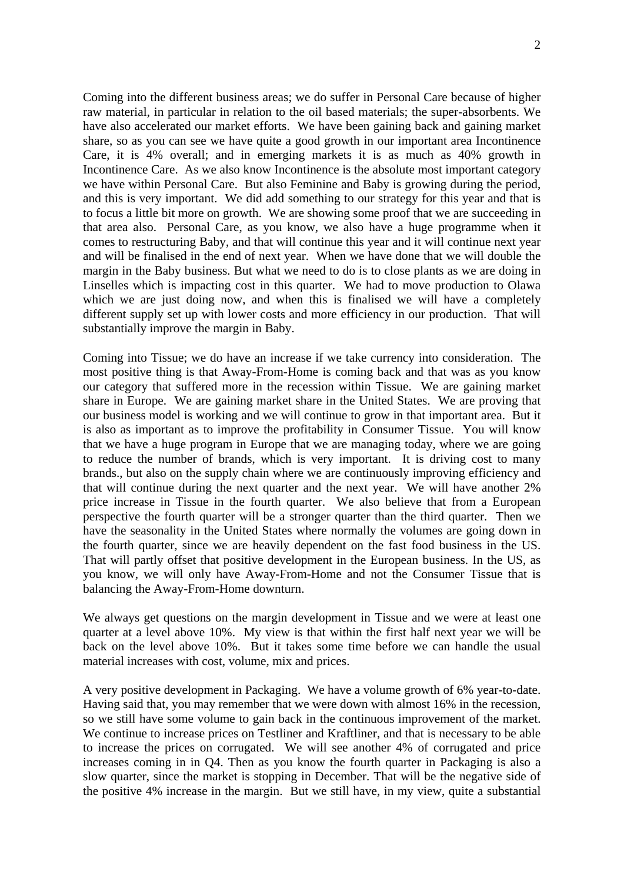Coming into the different business areas; we do suffer in Personal Care because of higher raw material, in particular in relation to the oil based materials; the super-absorbents. We have also accelerated our market efforts. We have been gaining back and gaining market share, so as you can see we have quite a good growth in our important area Incontinence Care, it is 4% overall; and in emerging markets it is as much as 40% growth in Incontinence Care. As we also know Incontinence is the absolute most important category we have within Personal Care. But also Feminine and Baby is growing during the period, and this is very important. We did add something to our strategy for this year and that is to focus a little bit more on growth. We are showing some proof that we are succeeding in that area also. Personal Care, as you know, we also have a huge programme when it comes to restructuring Baby, and that will continue this year and it will continue next year and will be finalised in the end of next year. When we have done that we will double the margin in the Baby business. But what we need to do is to close plants as we are doing in Linselles which is impacting cost in this quarter. We had to move production to Olawa which we are just doing now, and when this is finalised we will have a completely different supply set up with lower costs and more efficiency in our production. That will substantially improve the margin in Baby.

Coming into Tissue; we do have an increase if we take currency into consideration. The most positive thing is that Away-From-Home is coming back and that was as you know our category that suffered more in the recession within Tissue. We are gaining market share in Europe. We are gaining market share in the United States. We are proving that our business model is working and we will continue to grow in that important area. But it is also as important as to improve the profitability in Consumer Tissue. You will know that we have a huge program in Europe that we are managing today, where we are going to reduce the number of brands, which is very important. It is driving cost to many brands., but also on the supply chain where we are continuously improving efficiency and that will continue during the next quarter and the next year. We will have another 2% price increase in Tissue in the fourth quarter. We also believe that from a European perspective the fourth quarter will be a stronger quarter than the third quarter. Then we have the seasonality in the United States where normally the volumes are going down in the fourth quarter, since we are heavily dependent on the fast food business in the US. That will partly offset that positive development in the European business. In the US, as you know, we will only have Away-From-Home and not the Consumer Tissue that is balancing the Away-From-Home downturn.

We always get questions on the margin development in Tissue and we were at least one quarter at a level above 10%. My view is that within the first half next year we will be back on the level above 10%. But it takes some time before we can handle the usual material increases with cost, volume, mix and prices.

A very positive development in Packaging. We have a volume growth of 6% year-to-date. Having said that, you may remember that we were down with almost 16% in the recession, so we still have some volume to gain back in the continuous improvement of the market. We continue to increase prices on Testliner and Kraftliner, and that is necessary to be able to increase the prices on corrugated. We will see another 4% of corrugated and price increases coming in in Q4. Then as you know the fourth quarter in Packaging is also a slow quarter, since the market is stopping in December. That will be the negative side of the positive 4% increase in the margin. But we still have, in my view, quite a substantial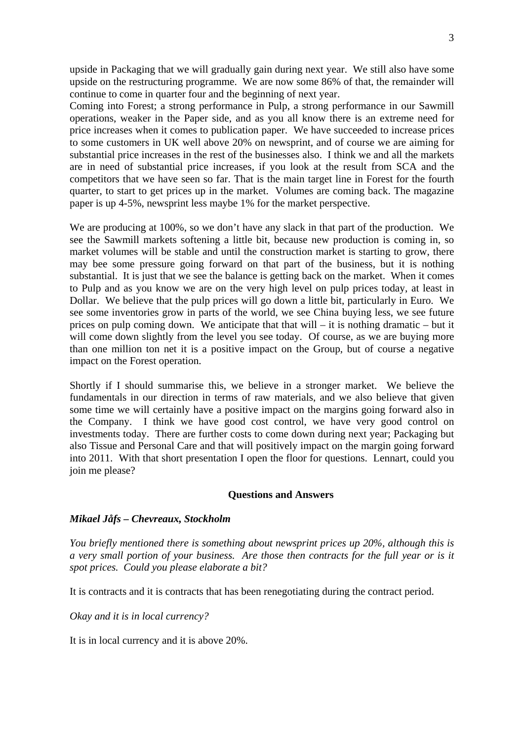upside in Packaging that we will gradually gain during next year. We still also have some upside on the restructuring programme. We are now some 86% of that, the remainder will continue to come in quarter four and the beginning of next year.
Coming into Forest; a strong performance in Pulp, a strong performance in our Sawmill operations, weaker in the Paper side, and as you all know there is an extreme need for price increases when it comes to publication paper. We have succeeded to increase prices to some customers in UK well above 20% on newsprint, and of course we are aiming for substantial price increases in the rest of the businesses also. I think we and all the markets are in need of substantial price increases, if you look at the result from SCA and the competitors that we have seen so far. That is the main target line in Forest for the fourth quarter, to start to get prices up in the market. Volumes are coming back. The magazine paper is up 4-5%, newsprint less maybe 1% for the market perspective.

We are producing at 100%, so we don't have any slack in that part of the production. We see the Sawmill markets softening a little bit, because new production is coming in, so market volumes will be stable and until the construction market is starting to grow, there may bee some pressure going forward on that part of the business, but it is nothing substantial. It is just that we see the balance is getting back on the market. When it comes to Pulp and as you know we are on the very high level on pulp prices today, at least in Dollar. We believe that the pulp prices will go down a little bit, particularly in Euro. We see some inventories grow in parts of the world, we see China buying less, we see future prices on pulp coming down. We anticipate that that will – it is nothing dramatic – but it will come down slightly from the level you see today. Of course, as we are buying more than one million ton net it is a positive impact on the Group, but of course a negative impact on the Forest operation.

Shortly if I should summarise this, we believe in a stronger market. We believe the fundamentals in our direction in terms of raw materials, and we also believe that given some time we will certainly have a positive impact on the margins going forward also in the Company. I think we have good cost control, we have very good control on investments today. There are further costs to come down during next year; Packaging but also Tissue and Personal Care and that will positively impact on the margin going forward into 2011. With that short presentation I open the floor for questions. Lennart, could you join me please?

## Questions and Answers

***Mikael Jåfs – Chevreaux, Stockholm***

*You briefly mentioned there is something about newsprint prices up 20%, although this is a very small portion of your business. Are those then contracts for the full year or is it spot prices. Could you please elaborate a bit?*

It is contracts and it is contracts that has been renegotiating during the contract period.

*Okay and it is in local currency?*

It is in local currency and it is above 20%.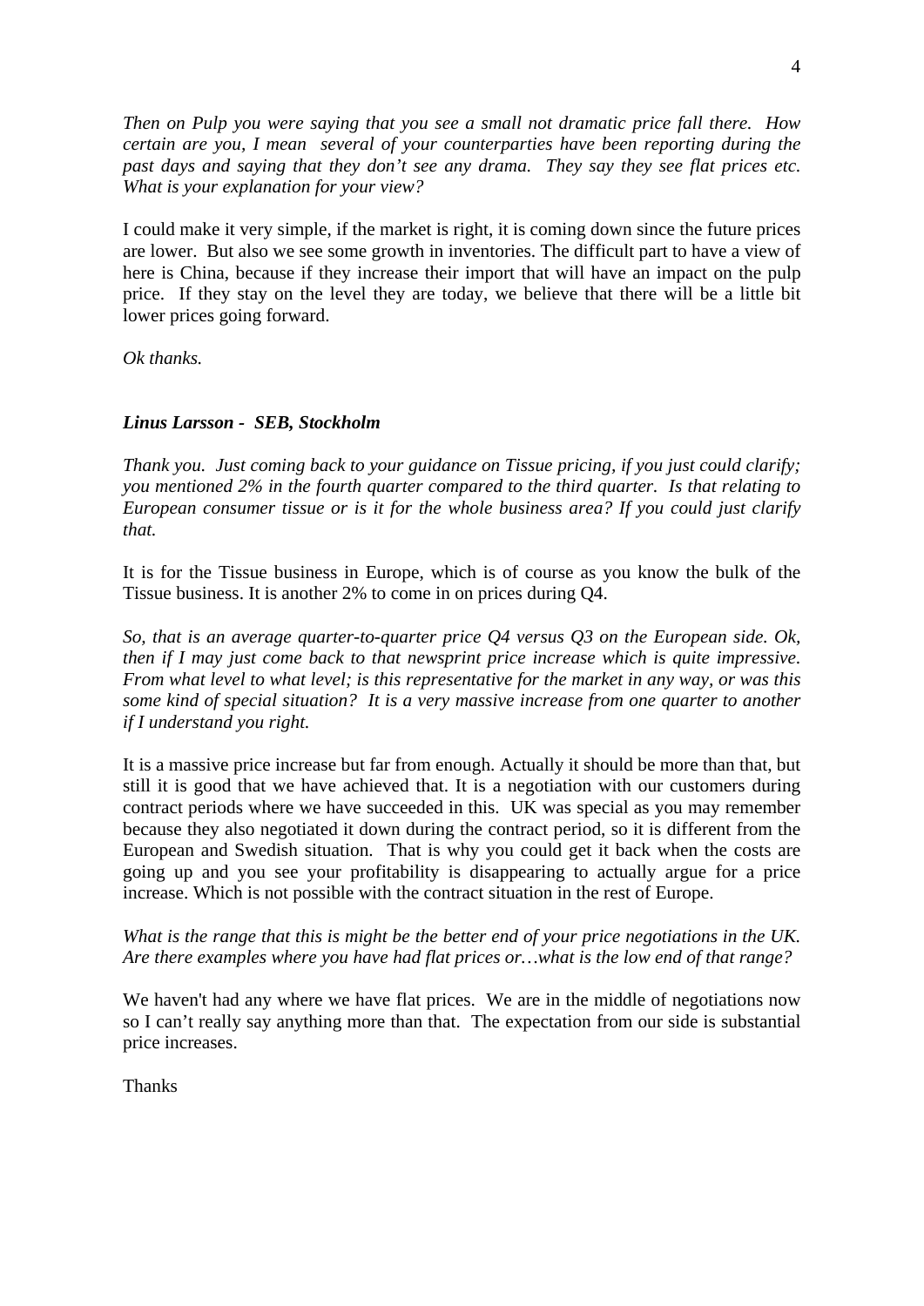*Then on Pulp you were saying that you see a small not dramatic price fall there. How certain are you, I mean several of your counterparties have been reporting during the past days and saying that they don't see any drama. They say they see flat prices etc. What is your explanation for your view?*

I could make it very simple, if the market is right, it is coming down since the future prices are lower. But also we see some growth in inventories. The difficult part to have a view of here is China, because if they increase their import that will have an impact on the pulp price. If they stay on the level they are today, we believe that there will be a little bit lower prices going forward.

*Ok thanks.*

***Linus Larsson - SEB, Stockholm***

*Thank you. Just coming back to your guidance on Tissue pricing, if you just could clarify; you mentioned 2% in the fourth quarter compared to the third quarter. Is that relating to European consumer tissue or is it for the whole business area? If you could just clarify that.*

It is for the Tissue business in Europe, which is of course as you know the bulk of the Tissue business. It is another 2% to come in on prices during Q4.

*So, that is an average quarter-to-quarter price Q4 versus Q3 on the European side. Ok, then if I may just come back to that newsprint price increase which is quite impressive. From what level to what level; is this representative for the market in any way, or was this some kind of special situation? It is a very massive increase from one quarter to another if I understand you right.*

It is a massive price increase but far from enough. Actually it should be more than that, but still it is good that we have achieved that. It is a negotiation with our customers during contract periods where we have succeeded in this. UK was special as you may remember because they also negotiated it down during the contract period, so it is different from the European and Swedish situation. That is why you could get it back when the costs are going up and you see your profitability is disappearing to actually argue for a price increase. Which is not possible with the contract situation in the rest of Europe.

*What is the range that this is might be the better end of your price negotiations in the UK. Are there examples where you have had flat prices or…what is the low end of that range?*

We haven't had any where we have flat prices. We are in the middle of negotiations now so I can't really say anything more than that. The expectation from our side is substantial price increases.

Thanks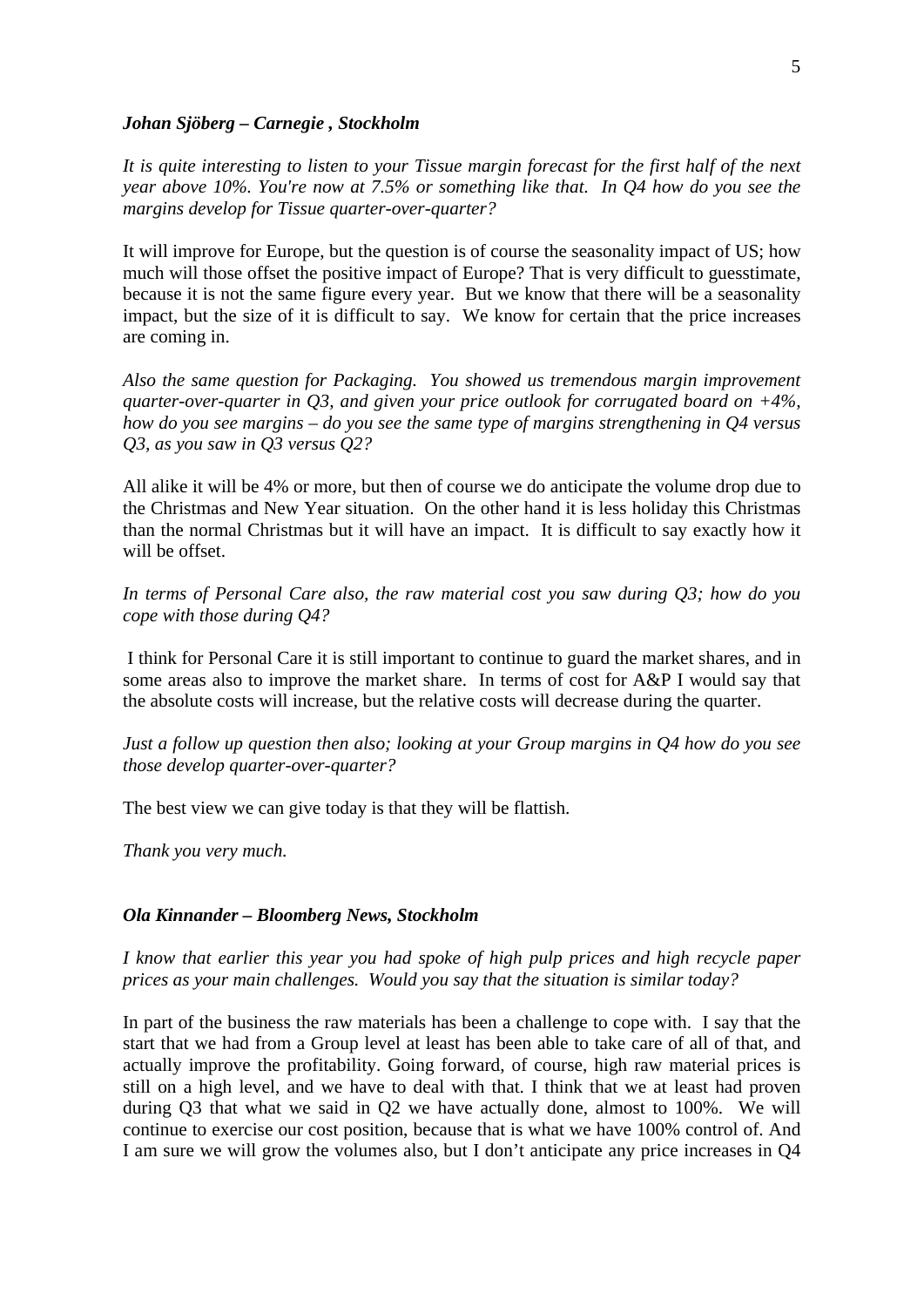***Johan Sjöberg – Carnegie , Stockholm***

*It is quite interesting to listen to your Tissue margin forecast for the first half of the next year above 10%. You're now at 7.5% or something like that. In Q4 how do you see the margins develop for Tissue quarter-over-quarter?*

It will improve for Europe, but the question is of course the seasonality impact of US; how much will those offset the positive impact of Europe? That is very difficult to guesstimate, because it is not the same figure every year. But we know that there will be a seasonality impact, but the size of it is difficult to say. We know for certain that the price increases are coming in.

*Also the same question for Packaging. You showed us tremendous margin improvement quarter-over-quarter in Q3, and given your price outlook for corrugated board on +4%, how do you see margins – do you see the same type of margins strengthening in Q4 versus Q3, as you saw in Q3 versus Q2?*

All alike it will be 4% or more, but then of course we do anticipate the volume drop due to the Christmas and New Year situation. On the other hand it is less holiday this Christmas than the normal Christmas but it will have an impact. It is difficult to say exactly how it will be offset.

*In terms of Personal Care also, the raw material cost you saw during Q3; how do you cope with those during Q4?*

I think for Personal Care it is still important to continue to guard the market shares, and in some areas also to improve the market share. In terms of cost for A&P I would say that the absolute costs will increase, but the relative costs will decrease during the quarter.

*Just a follow up question then also; looking at your Group margins in Q4 how do you see those develop quarter-over-quarter?*

The best view we can give today is that they will be flattish.

*Thank you very much.*

***Ola Kinnander – Bloomberg News, Stockholm***

*I know that earlier this year you had spoke of high pulp prices and high recycle paper prices as your main challenges. Would you say that the situation is similar today?*

In part of the business the raw materials has been a challenge to cope with. I say that the start that we had from a Group level at least has been able to take care of all of that, and actually improve the profitability. Going forward, of course, high raw material prices is still on a high level, and we have to deal with that. I think that we at least had proven during Q3 that what we said in Q2 we have actually done, almost to 100%. We will continue to exercise our cost position, because that is what we have 100% control of. And I am sure we will grow the volumes also, but I don't anticipate any price increases in Q4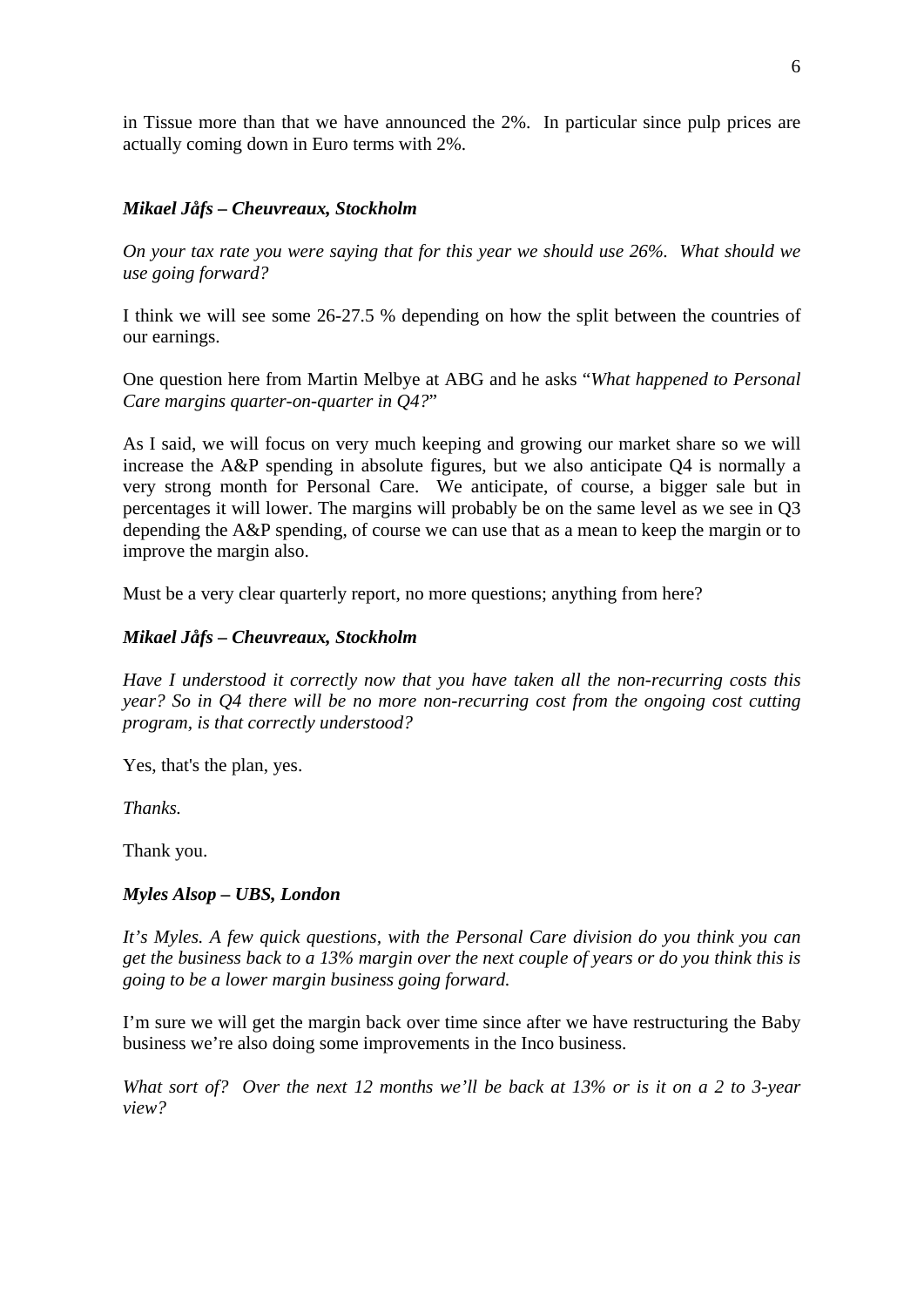in Tissue more than that we have announced the 2%. In particular since pulp prices are actually coming down in Euro terms with 2%.

***Mikael Jåfs – Cheuvreaux, Stockholm***

*On your tax rate you were saying that for this year we should use 26%. What should we use going forward?*

I think we will see some 26-27.5 % depending on how the split between the countries of our earnings.

One question here from Martin Melbye at ABG and he asks "*What happened to Personal Care margins quarter-on-quarter in Q4?*"

As I said, we will focus on very much keeping and growing our market share so we will increase the A&P spending in absolute figures, but we also anticipate Q4 is normally a very strong month for Personal Care. We anticipate, of course, a bigger sale but in percentages it will lower. The margins will probably be on the same level as we see in Q3 depending the A&P spending, of course we can use that as a mean to keep the margin or to improve the margin also.

Must be a very clear quarterly report, no more questions; anything from here?

***Mikael Jåfs – Cheuvreaux, Stockholm***

*Have I understood it correctly now that you have taken all the non-recurring costs this year? So in Q4 there will be no more non-recurring cost from the ongoing cost cutting program, is that correctly understood?*

Yes, that's the plan, yes.

*Thanks.*

Thank you.

***Myles Alsop – UBS, London***

*It's Myles. A few quick questions, with the Personal Care division do you think you can get the business back to a 13% margin over the next couple of years or do you think this is going to be a lower margin business going forward.*

I'm sure we will get the margin back over time since after we have restructuring the Baby business we're also doing some improvements in the Inco business.

*What sort of? Over the next 12 months we'll be back at 13% or is it on a 2 to 3-year view?*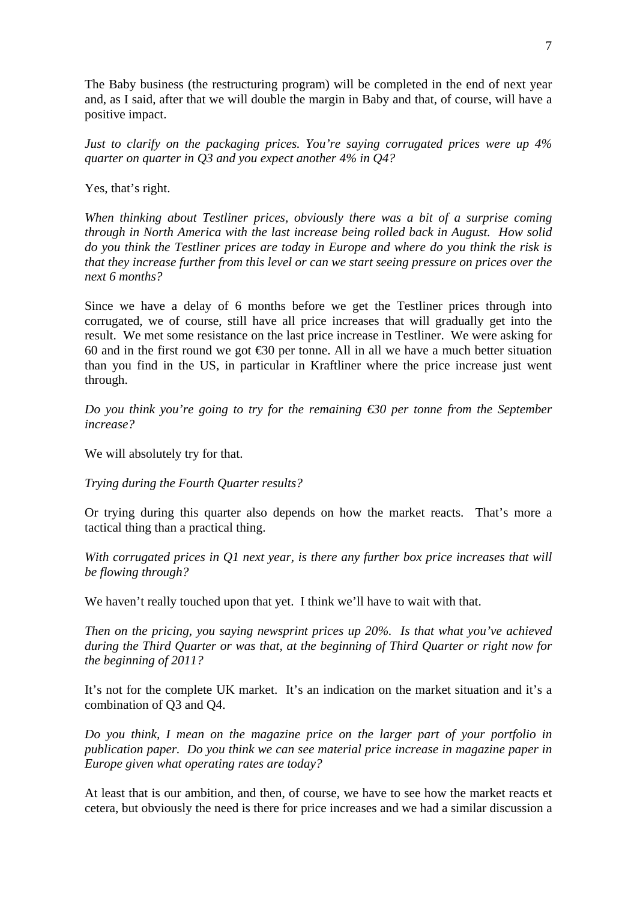The Baby business (the restructuring program) will be completed in the end of next year and, as I said, after that we will double the margin in Baby and that, of course, will have a positive impact.

*Just to clarify on the packaging prices. You're saying corrugated prices were up 4% quarter on quarter in Q3 and you expect another 4% in Q4?*

Yes, that's right.

*When thinking about Testliner prices, obviously there was a bit of a surprise coming through in North America with the last increase being rolled back in August. How solid do you think the Testliner prices are today in Europe and where do you think the risk is that they increase further from this level or can we start seeing pressure on prices over the next 6 months?*

Since we have a delay of 6 months before we get the Testliner prices through into corrugated, we of course, still have all price increases that will gradually get into the result. We met some resistance on the last price increase in Testliner. We were asking for 60 and in the first round we got €30 per tonne. All in all we have a much better situation than you find in the US, in particular in Kraftliner where the price increase just went through.

*Do you think you're going to try for the remaining €30 per tonne from the September increase?*

We will absolutely try for that.

*Trying during the Fourth Quarter results?*

Or trying during this quarter also depends on how the market reacts. That's more a tactical thing than a practical thing.

*With corrugated prices in Q1 next year, is there any further box price increases that will be flowing through?*

We haven't really touched upon that yet. I think we'll have to wait with that.

*Then on the pricing, you saying newsprint prices up 20%. Is that what you've achieved during the Third Quarter or was that, at the beginning of Third Quarter or right now for the beginning of 2011?*

It's not for the complete UK market. It's an indication on the market situation and it's a combination of Q3 and Q4.

*Do you think, I mean on the magazine price on the larger part of your portfolio in publication paper. Do you think we can see material price increase in magazine paper in Europe given what operating rates are today?*

At least that is our ambition, and then, of course, we have to see how the market reacts et cetera, but obviously the need is there for price increases and we had a similar discussion a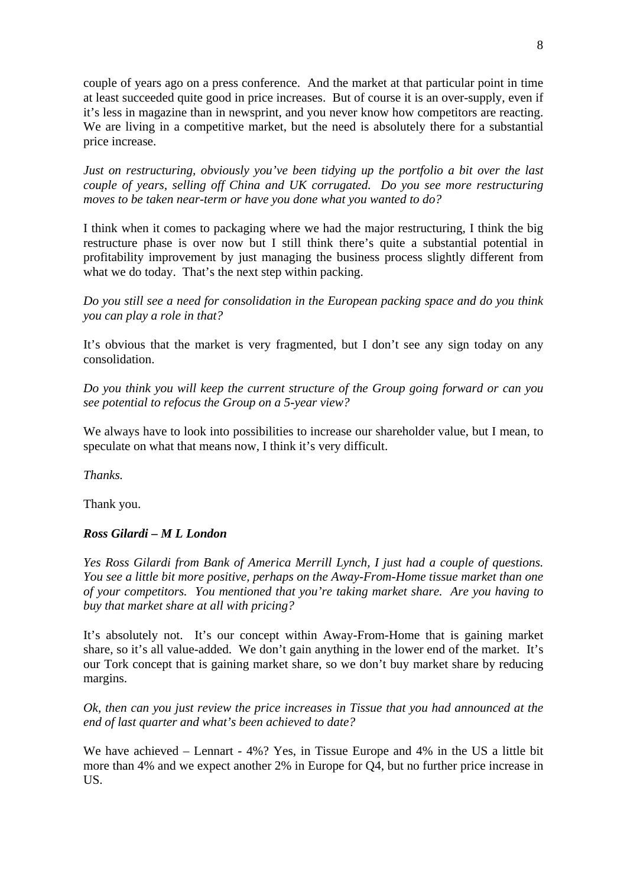couple of years ago on a press conference. And the market at that particular point in time at least succeeded quite good in price increases. But of course it is an over-supply, even if it's less in magazine than in newsprint, and you never know how competitors are reacting. We are living in a competitive market, but the need is absolutely there for a substantial price increase.

*Just on restructuring, obviously you've been tidying up the portfolio a bit over the last couple of years, selling off China and UK corrugated. Do you see more restructuring moves to be taken near-term or have you done what you wanted to do?*

I think when it comes to packaging where we had the major restructuring, I think the big restructure phase is over now but I still think there's quite a substantial potential in profitability improvement by just managing the business process slightly different from what we do today. That's the next step within packing.

*Do you still see a need for consolidation in the European packing space and do you think you can play a role in that?*

It's obvious that the market is very fragmented, but I don't see any sign today on any consolidation.

*Do you think you will keep the current structure of the Group going forward or can you see potential to refocus the Group on a 5-year view?*

We always have to look into possibilities to increase our shareholder value, but I mean, to speculate on what that means now, I think it's very difficult.

*Thanks.*

Thank you.

***Ross Gilardi – M L London***

*Yes Ross Gilardi from Bank of America Merrill Lynch, I just had a couple of questions. You see a little bit more positive, perhaps on the Away-From-Home tissue market than one of your competitors. You mentioned that you're taking market share. Are you having to buy that market share at all with pricing?*

It's absolutely not. It's our concept within Away-From-Home that is gaining market share, so it's all value-added. We don't gain anything in the lower end of the market. It's our Tork concept that is gaining market share, so we don't buy market share by reducing margins.

*Ok, then can you just review the price increases in Tissue that you had announced at the end of last quarter and what's been achieved to date?*

We have achieved – Lennart - 4%? Yes, in Tissue Europe and 4% in the US a little bit more than 4% and we expect another 2% in Europe for Q4, but no further price increase in US.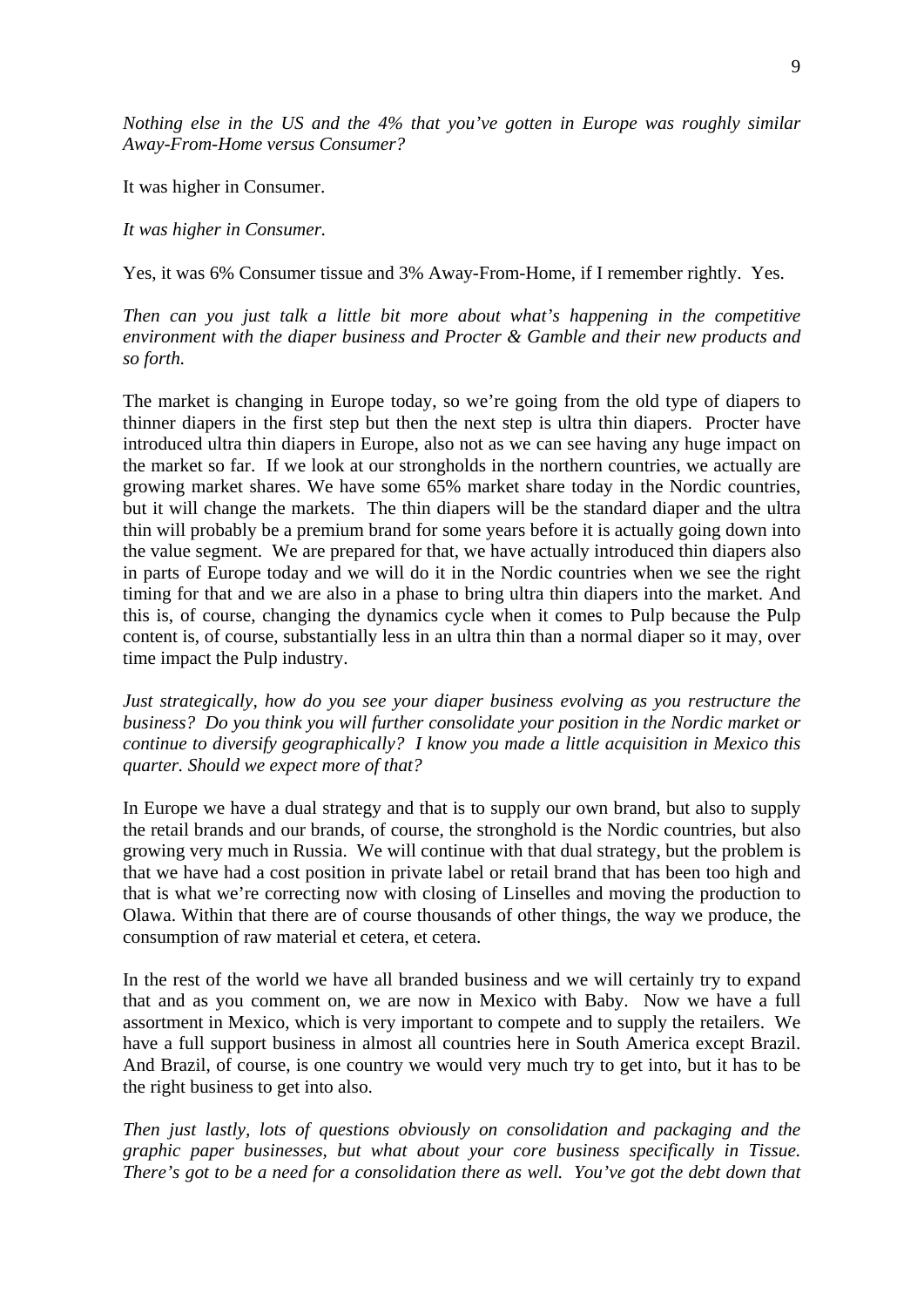*Nothing else in the US and the 4% that you've gotten in Europe was roughly similar Away-From-Home versus Consumer?*

It was higher in Consumer.

*It was higher in Consumer.*

Yes, it was 6% Consumer tissue and 3% Away-From-Home, if I remember rightly. Yes.

*Then can you just talk a little bit more about what's happening in the competitive environment with the diaper business and Procter & Gamble and their new products and so forth.*

The market is changing in Europe today, so we're going from the old type of diapers to thinner diapers in the first step but then the next step is ultra thin diapers. Procter have introduced ultra thin diapers in Europe, also not as we can see having any huge impact on the market so far. If we look at our strongholds in the northern countries, we actually are growing market shares. We have some 65% market share today in the Nordic countries, but it will change the markets. The thin diapers will be the standard diaper and the ultra thin will probably be a premium brand for some years before it is actually going down into the value segment. We are prepared for that, we have actually introduced thin diapers also in parts of Europe today and we will do it in the Nordic countries when we see the right timing for that and we are also in a phase to bring ultra thin diapers into the market. And this is, of course, changing the dynamics cycle when it comes to Pulp because the Pulp content is, of course, substantially less in an ultra thin than a normal diaper so it may, over time impact the Pulp industry.

*Just strategically, how do you see your diaper business evolving as you restructure the business? Do you think you will further consolidate your position in the Nordic market or continue to diversify geographically? I know you made a little acquisition in Mexico this quarter. Should we expect more of that?*

In Europe we have a dual strategy and that is to supply our own brand, but also to supply the retail brands and our brands, of course, the stronghold is the Nordic countries, but also growing very much in Russia. We will continue with that dual strategy, but the problem is that we have had a cost position in private label or retail brand that has been too high and that is what we're correcting now with closing of Linselles and moving the production to Olawa. Within that there are of course thousands of other things, the way we produce, the consumption of raw material et cetera, et cetera.

In the rest of the world we have all branded business and we will certainly try to expand that and as you comment on, we are now in Mexico with Baby. Now we have a full assortment in Mexico, which is very important to compete and to supply the retailers. We have a full support business in almost all countries here in South America except Brazil. And Brazil, of course, is one country we would very much try to get into, but it has to be the right business to get into also.

*Then just lastly, lots of questions obviously on consolidation and packaging and the graphic paper businesses, but what about your core business specifically in Tissue. There's got to be a need for a consolidation there as well. You've got the debt down that*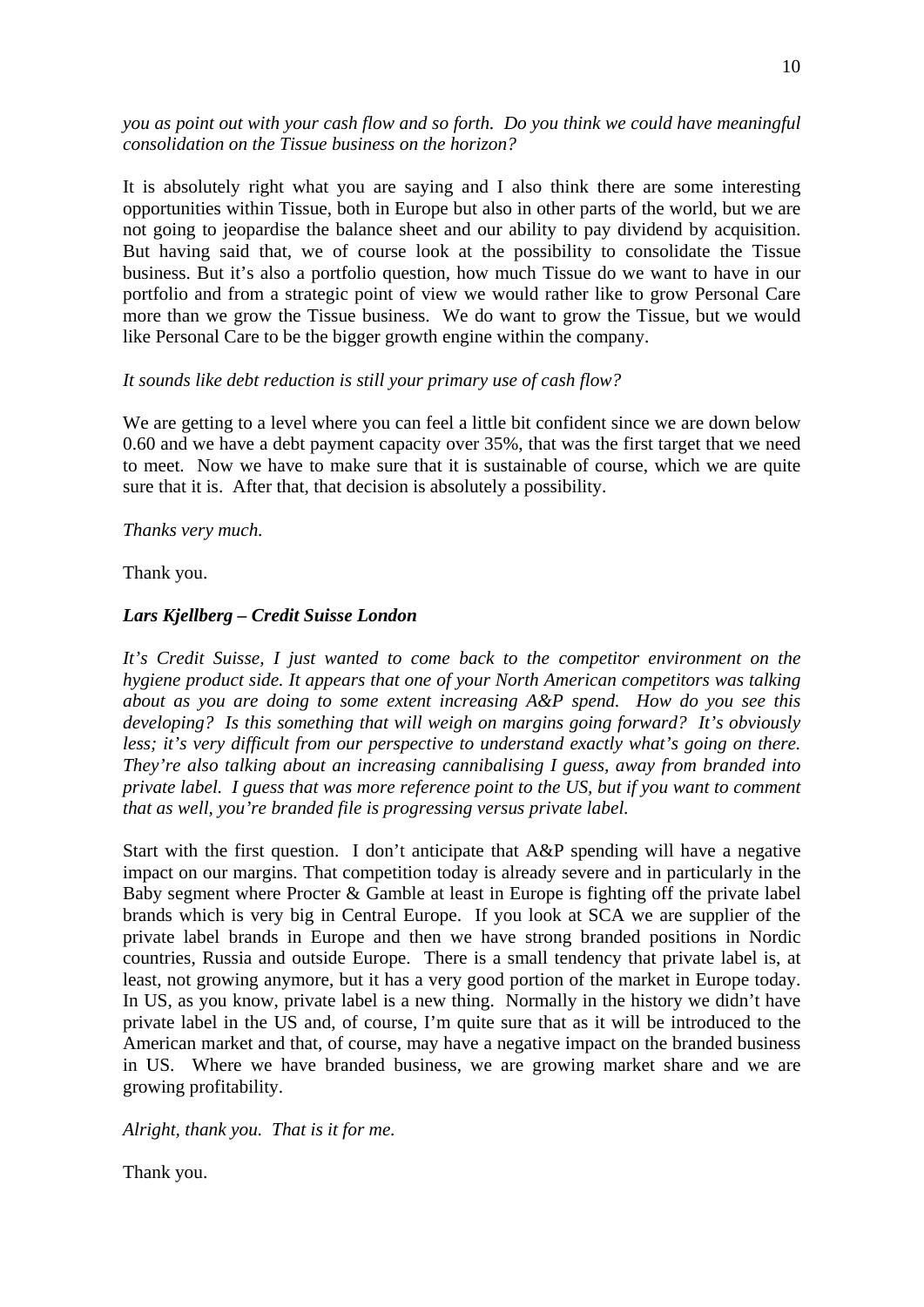*you as point out with your cash flow and so forth. Do you think we could have meaningful consolidation on the Tissue business on the horizon?*

It is absolutely right what you are saying and I also think there are some interesting opportunities within Tissue, both in Europe but also in other parts of the world, but we are not going to jeopardise the balance sheet and our ability to pay dividend by acquisition. But having said that, we of course look at the possibility to consolidate the Tissue business. But it's also a portfolio question, how much Tissue do we want to have in our portfolio and from a strategic point of view we would rather like to grow Personal Care more than we grow the Tissue business. We do want to grow the Tissue, but we would like Personal Care to be the bigger growth engine within the company.

*It sounds like debt reduction is still your primary use of cash flow?*

We are getting to a level where you can feel a little bit confident since we are down below 0.60 and we have a debt payment capacity over 35%, that was the first target that we need to meet. Now we have to make sure that it is sustainable of course, which we are quite sure that it is. After that, that decision is absolutely a possibility.

*Thanks very much.*

Thank you.

***Lars Kjellberg – Credit Suisse London***

*It's Credit Suisse, I just wanted to come back to the competitor environment on the hygiene product side. It appears that one of your North American competitors was talking about as you are doing to some extent increasing A&P spend. How do you see this developing? Is this something that will weigh on margins going forward? It's obviously less; it's very difficult from our perspective to understand exactly what's going on there. They're also talking about an increasing cannibalising I guess, away from branded into private label. I guess that was more reference point to the US, but if you want to comment that as well, you're branded file is progressing versus private label.*

Start with the first question. I don't anticipate that A&P spending will have a negative impact on our margins. That competition today is already severe and in particularly in the Baby segment where Procter & Gamble at least in Europe is fighting off the private label brands which is very big in Central Europe. If you look at SCA we are supplier of the private label brands in Europe and then we have strong branded positions in Nordic countries, Russia and outside Europe. There is a small tendency that private label is, at least, not growing anymore, but it has a very good portion of the market in Europe today. In US, as you know, private label is a new thing. Normally in the history we didn't have private label in the US and, of course, I'm quite sure that as it will be introduced to the American market and that, of course, may have a negative impact on the branded business in US. Where we have branded business, we are growing market share and we are growing profitability.

*Alright, thank you. That is it for me.*

Thank you.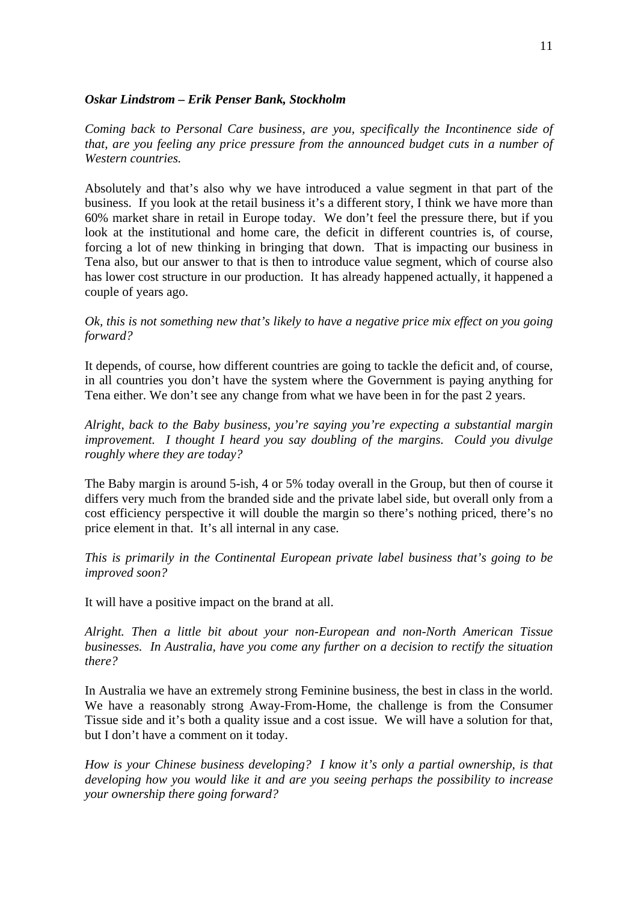***Oskar Lindstrom – Erik Penser Bank, Stockholm***

*Coming back to Personal Care business, are you, specifically the Incontinence side of that, are you feeling any price pressure from the announced budget cuts in a number of Western countries.*

Absolutely and that's also why we have introduced a value segment in that part of the business. If you look at the retail business it's a different story, I think we have more than 60% market share in retail in Europe today. We don't feel the pressure there, but if you look at the institutional and home care, the deficit in different countries is, of course, forcing a lot of new thinking in bringing that down. That is impacting our business in Tena also, but our answer to that is then to introduce value segment, which of course also has lower cost structure in our production. It has already happened actually, it happened a couple of years ago.

*Ok, this is not something new that's likely to have a negative price mix effect on you going forward?*

It depends, of course, how different countries are going to tackle the deficit and, of course, in all countries you don't have the system where the Government is paying anything for Tena either. We don't see any change from what we have been in for the past 2 years.

*Alright, back to the Baby business, you're saying you're expecting a substantial margin improvement. I thought I heard you say doubling of the margins. Could you divulge roughly where they are today?*

The Baby margin is around 5-ish, 4 or 5% today overall in the Group, but then of course it differs very much from the branded side and the private label side, but overall only from a cost efficiency perspective it will double the margin so there's nothing priced, there's no price element in that. It's all internal in any case.

*This is primarily in the Continental European private label business that's going to be improved soon?*

It will have a positive impact on the brand at all.

*Alright. Then a little bit about your non-European and non-North American Tissue businesses. In Australia, have you come any further on a decision to rectify the situation there?*

In Australia we have an extremely strong Feminine business, the best in class in the world. We have a reasonably strong Away-From-Home, the challenge is from the Consumer Tissue side and it's both a quality issue and a cost issue. We will have a solution for that, but I don't have a comment on it today.

*How is your Chinese business developing? I know it's only a partial ownership, is that developing how you would like it and are you seeing perhaps the possibility to increase your ownership there going forward?*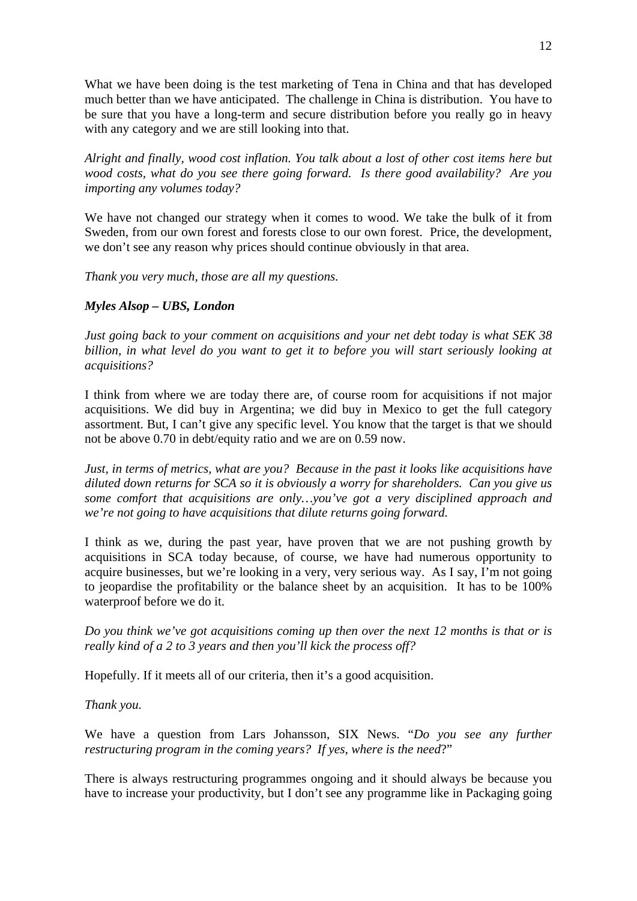What we have been doing is the test marketing of Tena in China and that has developed much better than we have anticipated. The challenge in China is distribution. You have to be sure that you have a long-term and secure distribution before you really go in heavy with any category and we are still looking into that.

*Alright and finally, wood cost inflation. You talk about a lost of other cost items here but wood costs, what do you see there going forward. Is there good availability? Are you importing any volumes today?*

We have not changed our strategy when it comes to wood. We take the bulk of it from Sweden, from our own forest and forests close to our own forest. Price, the development, we don't see any reason why prices should continue obviously in that area.

*Thank you very much, those are all my questions.*

***Myles Alsop – UBS, London***

*Just going back to your comment on acquisitions and your net debt today is what SEK 38 billion, in what level do you want to get it to before you will start seriously looking at acquisitions?*

I think from where we are today there are, of course room for acquisitions if not major acquisitions. We did buy in Argentina; we did buy in Mexico to get the full category assortment. But, I can't give any specific level. You know that the target is that we should not be above 0.70 in debt/equity ratio and we are on 0.59 now.

*Just, in terms of metrics, what are you? Because in the past it looks like acquisitions have diluted down returns for SCA so it is obviously a worry for shareholders. Can you give us some comfort that acquisitions are only…you've got a very disciplined approach and we're not going to have acquisitions that dilute returns going forward.*

I think as we, during the past year, have proven that we are not pushing growth by acquisitions in SCA today because, of course, we have had numerous opportunity to acquire businesses, but we're looking in a very, very serious way. As I say, I'm not going to jeopardise the profitability or the balance sheet by an acquisition. It has to be 100% waterproof before we do it.

*Do you think we've got acquisitions coming up then over the next 12 months is that or is really kind of a 2 to 3 years and then you'll kick the process off?*

Hopefully. If it meets all of our criteria, then it's a good acquisition.

*Thank you.*

We have a question from Lars Johansson, SIX News. "*Do you see any further restructuring program in the coming years? If yes, where is the need*?"

There is always restructuring programmes ongoing and it should always be because you have to increase your productivity, but I don't see any programme like in Packaging going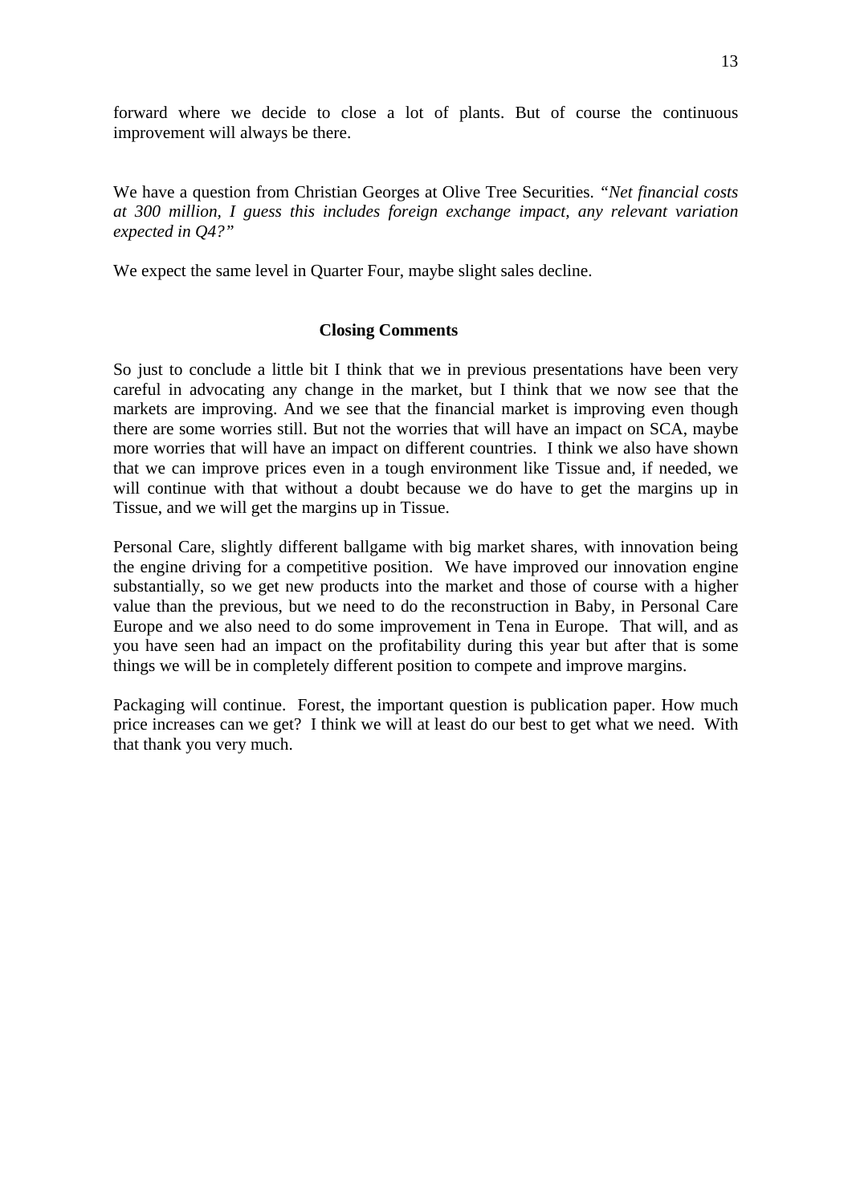forward where we decide to close a lot of plants. But of course the continuous improvement will always be there.

We have a question from Christian Georges at Olive Tree Securities. *"Net financial costs at 300 million, I guess this includes foreign exchange impact, any relevant variation expected in Q4?"*

We expect the same level in Quarter Four, maybe slight sales decline.

## Closing Comments

So just to conclude a little bit I think that we in previous presentations have been very careful in advocating any change in the market, but I think that we now see that the markets are improving. And we see that the financial market is improving even though there are some worries still. But not the worries that will have an impact on SCA, maybe more worries that will have an impact on different countries. I think we also have shown that we can improve prices even in a tough environment like Tissue and, if needed, we will continue with that without a doubt because we do have to get the margins up in Tissue, and we will get the margins up in Tissue.

Personal Care, slightly different ballgame with big market shares, with innovation being the engine driving for a competitive position. We have improved our innovation engine substantially, so we get new products into the market and those of course with a higher value than the previous, but we need to do the reconstruction in Baby, in Personal Care Europe and we also need to do some improvement in Tena in Europe. That will, and as you have seen had an impact on the profitability during this year but after that is some things we will be in completely different position to compete and improve margins.

Packaging will continue. Forest, the important question is publication paper. How much price increases can we get? I think we will at least do our best to get what we need. With that thank you very much.